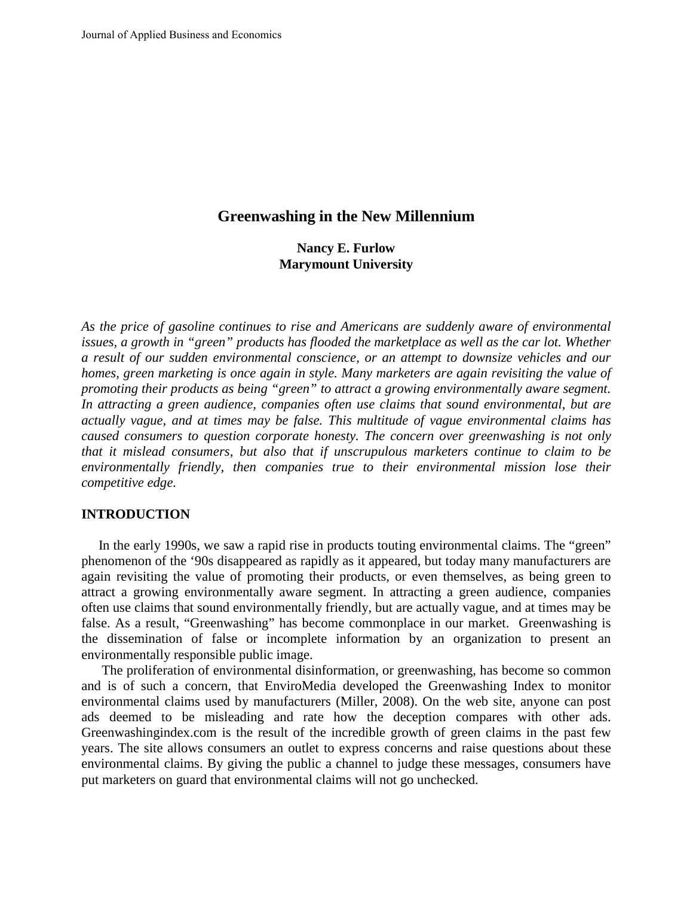# Greenwashing in the New Millennium

**Nancy E. Furlow**
**Marymount University**

*As the price of gasoline continues to rise and Americans are suddenly aware of environmental issues, a growth in "green" products has flooded the marketplace as well as the car lot. Whether a result of our sudden environmental conscience, or an attempt to downsize vehicles and our homes, green marketing is once again in style. Many marketers are again revisiting the value of promoting their products as being "green" to attract a growing environmentally aware segment. In attracting a green audience, companies often use claims that sound environmental, but are actually vague, and at times may be false. This multitude of vague environmental claims has caused consumers to question corporate honesty. The concern over greenwashing is not only that it mislead consumers, but also that if unscrupulous marketers continue to claim to be environmentally friendly, then companies true to their environmental mission lose their competitive edge.*

## INTRODUCTION

In the early 1990s, we saw a rapid rise in products touting environmental claims. The "green" phenomenon of the '90s disappeared as rapidly as it appeared, but today many manufacturers are again revisiting the value of promoting their products, or even themselves, as being green to attract a growing environmentally aware segment. In attracting a green audience, companies often use claims that sound environmentally friendly, but are actually vague, and at times may be false. As a result, "Greenwashing" has become commonplace in our market. Greenwashing is the dissemination of false or incomplete information by an organization to present an environmentally responsible public image.

The proliferation of environmental disinformation, or greenwashing, has become so common and is of such a concern, that EnviroMedia developed the Greenwashing Index to monitor environmental claims used by manufacturers (Miller, 2008). On the web site, anyone can post ads deemed to be misleading and rate how the deception compares with other ads. Greenwashingindex.com is the result of the incredible growth of green claims in the past few years. The site allows consumers an outlet to express concerns and raise questions about these environmental claims. By giving the public a channel to judge these messages, consumers have put marketers on guard that environmental claims will not go unchecked.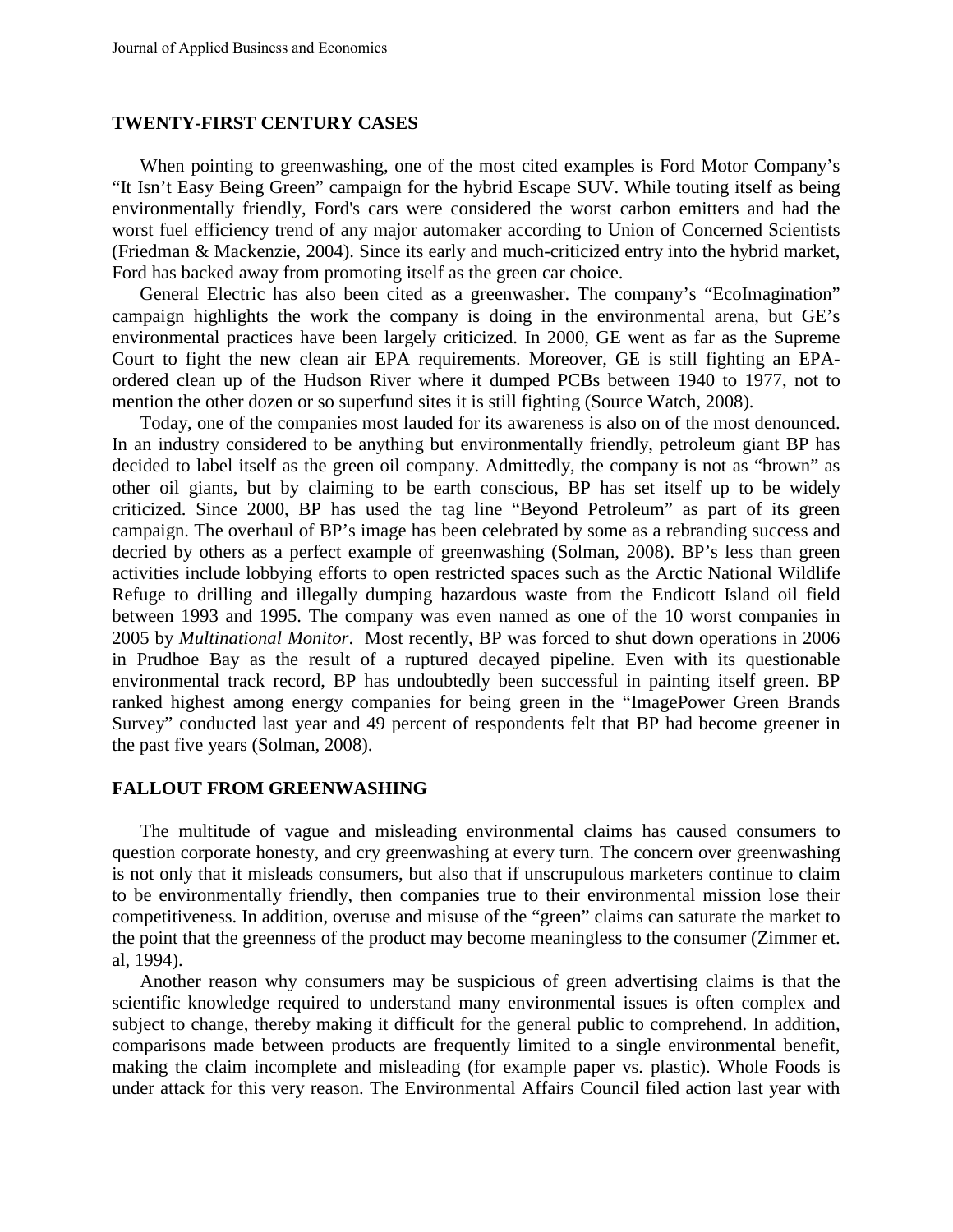## TWENTY-FIRST CENTURY CASES

When pointing to greenwashing, one of the most cited examples is Ford Motor Company's "It Isn't Easy Being Green" campaign for the hybrid Escape SUV. While touting itself as being environmentally friendly, Ford's cars were considered the worst carbon emitters and had the worst fuel efficiency trend of any major automaker according to Union of Concerned Scientists (Friedman & Mackenzie, 2004). Since its early and much-criticized entry into the hybrid market, Ford has backed away from promoting itself as the green car choice.

General Electric has also been cited as a greenwasher. The company's "EcoImagination" campaign highlights the work the company is doing in the environmental arena, but GE's environmental practices have been largely criticized. In 2000, GE went as far as the Supreme Court to fight the new clean air EPA requirements. Moreover, GE is still fighting an EPA-ordered clean up of the Hudson River where it dumped PCBs between 1940 to 1977, not to mention the other dozen or so superfund sites it is still fighting (Source Watch, 2008).

Today, one of the companies most lauded for its awareness is also on of the most denounced. In an industry considered to be anything but environmentally friendly, petroleum giant BP has decided to label itself as the green oil company. Admittedly, the company is not as "brown" as other oil giants, but by claiming to be earth conscious, BP has set itself up to be widely criticized. Since 2000, BP has used the tag line "Beyond Petroleum" as part of its green campaign. The overhaul of BP's image has been celebrated by some as a rebranding success and decried by others as a perfect example of greenwashing (Solman, 2008). BP's less than green activities include lobbying efforts to open restricted spaces such as the Arctic National Wildlife Refuge to drilling and illegally dumping hazardous waste from the Endicott Island oil field between 1993 and 1995. The company was even named as one of the 10 worst companies in 2005 by *Multinational Monitor*. Most recently, BP was forced to shut down operations in 2006 in Prudhoe Bay as the result of a ruptured decayed pipeline. Even with its questionable environmental track record, BP has undoubtedly been successful in painting itself green. BP ranked highest among energy companies for being green in the "ImagePower Green Brands Survey" conducted last year and 49 percent of respondents felt that BP had become greener in the past five years (Solman, 2008).

## FALLOUT FROM GREENWASHING

The multitude of vague and misleading environmental claims has caused consumers to question corporate honesty, and cry greenwashing at every turn. The concern over greenwashing is not only that it misleads consumers, but also that if unscrupulous marketers continue to claim to be environmentally friendly, then companies true to their environmental mission lose their competitiveness. In addition, overuse and misuse of the "green" claims can saturate the market to the point that the greenness of the product may become meaningless to the consumer (Zimmer et. al, 1994).

Another reason why consumers may be suspicious of green advertising claims is that the scientific knowledge required to understand many environmental issues is often complex and subject to change, thereby making it difficult for the general public to comprehend. In addition, comparisons made between products are frequently limited to a single environmental benefit, making the claim incomplete and misleading (for example paper vs. plastic). Whole Foods is under attack for this very reason. The Environmental Affairs Council filed action last year with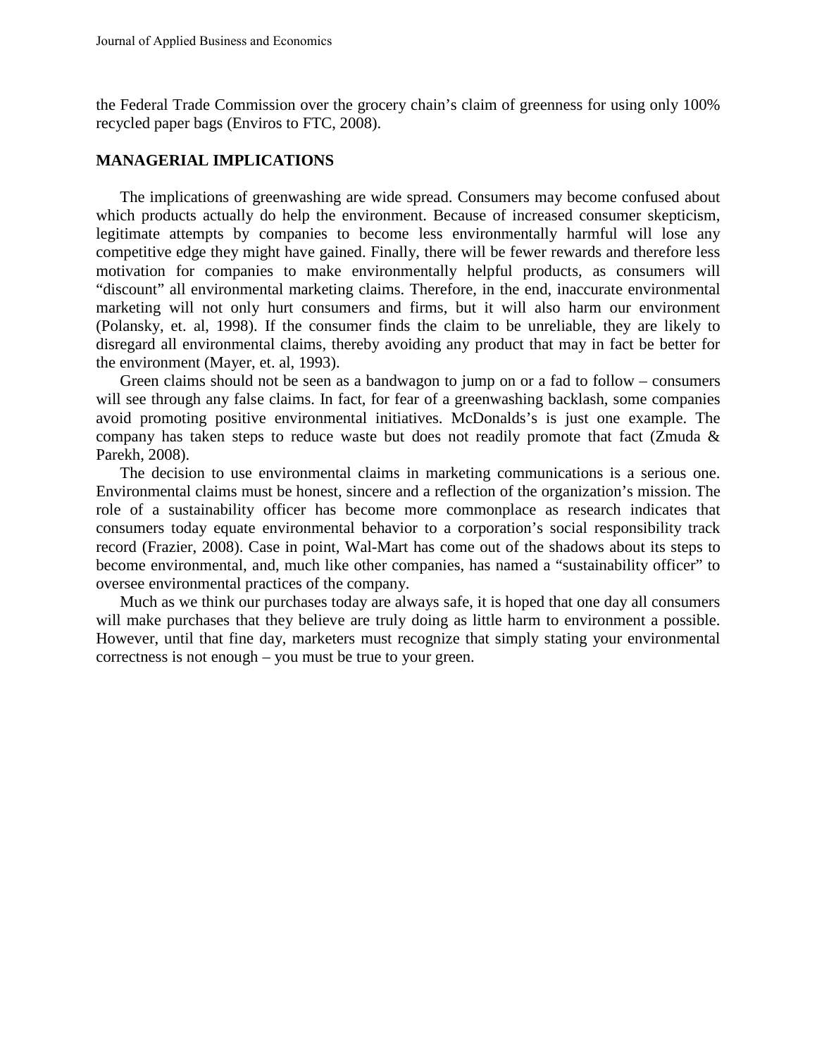the Federal Trade Commission over the grocery chain's claim of greenness for using only 100% recycled paper bags (Enviros to FTC, 2008).

## MANAGERIAL IMPLICATIONS

The implications of greenwashing are wide spread. Consumers may become confused about which products actually do help the environment. Because of increased consumer skepticism, legitimate attempts by companies to become less environmentally harmful will lose any competitive edge they might have gained. Finally, there will be fewer rewards and therefore less motivation for companies to make environmentally helpful products, as consumers will "discount" all environmental marketing claims. Therefore, in the end, inaccurate environmental marketing will not only hurt consumers and firms, but it will also harm our environment (Polansky, et. al, 1998). If the consumer finds the claim to be unreliable, they are likely to disregard all environmental claims, thereby avoiding any product that may in fact be better for the environment (Mayer, et. al, 1993).

Green claims should not be seen as a bandwagon to jump on or a fad to follow – consumers will see through any false claims. In fact, for fear of a greenwashing backlash, some companies avoid promoting positive environmental initiatives. McDonalds's is just one example. The company has taken steps to reduce waste but does not readily promote that fact (Zmuda & Parekh, 2008).

The decision to use environmental claims in marketing communications is a serious one. Environmental claims must be honest, sincere and a reflection of the organization's mission. The role of a sustainability officer has become more commonplace as research indicates that consumers today equate environmental behavior to a corporation's social responsibility track record (Frazier, 2008). Case in point, Wal-Mart has come out of the shadows about its steps to become environmental, and, much like other companies, has named a "sustainability officer" to oversee environmental practices of the company.

Much as we think our purchases today are always safe, it is hoped that one day all consumers will make purchases that they believe are truly doing as little harm to environment a possible. However, until that fine day, marketers must recognize that simply stating your environmental correctness is not enough – you must be true to your green.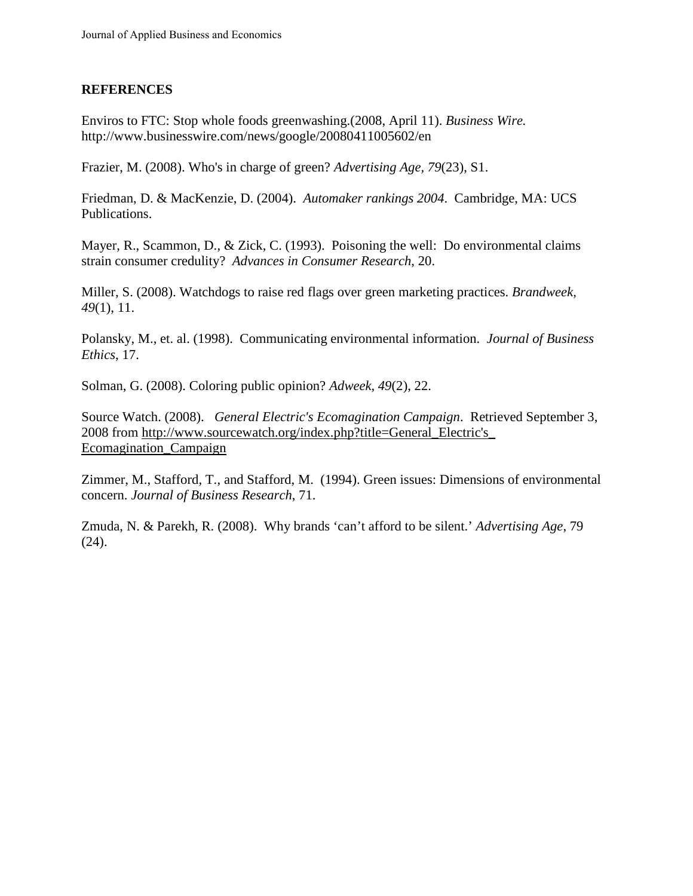## REFERENCES

Enviros to FTC: Stop whole foods greenwashing.(2008, April 11). *Business Wire.* http://www.businesswire.com/news/google/20080411005602/en

Frazier, M. (2008). Who's in charge of green? *Advertising Age, 79*(23), S1.

Friedman, D. & MacKenzie, D. (2004). *Automaker rankings 2004*. Cambridge, MA: UCS Publications.

Mayer, R., Scammon, D., & Zick, C. (1993). Poisoning the well: Do environmental claims strain consumer credulity? *Advances in Consumer Research*, 20.

Miller, S. (2008). Watchdogs to raise red flags over green marketing practices. *Brandweek, 49*(1), 11.

Polansky, M., et. al. (1998). Communicating environmental information. *Journal of Business Ethics*, 17.

Solman, G. (2008). Coloring public opinion? *Adweek*, *49*(2), 22.

Source Watch. (2008). *General Electric's Ecomagination Campaign*. Retrieved September 3, 2008 from http://www.sourcewatch.org/index.php?title=General_Electric's_Ecomagination_Campaign

Zimmer, M., Stafford, T., and Stafford, M. (1994). Green issues: Dimensions of environmental concern. *Journal of Business Research*, 71.

Zmuda, N. & Parekh, R. (2008). Why brands 'can't afford to be silent.' *Advertising Age*, 79 (24).